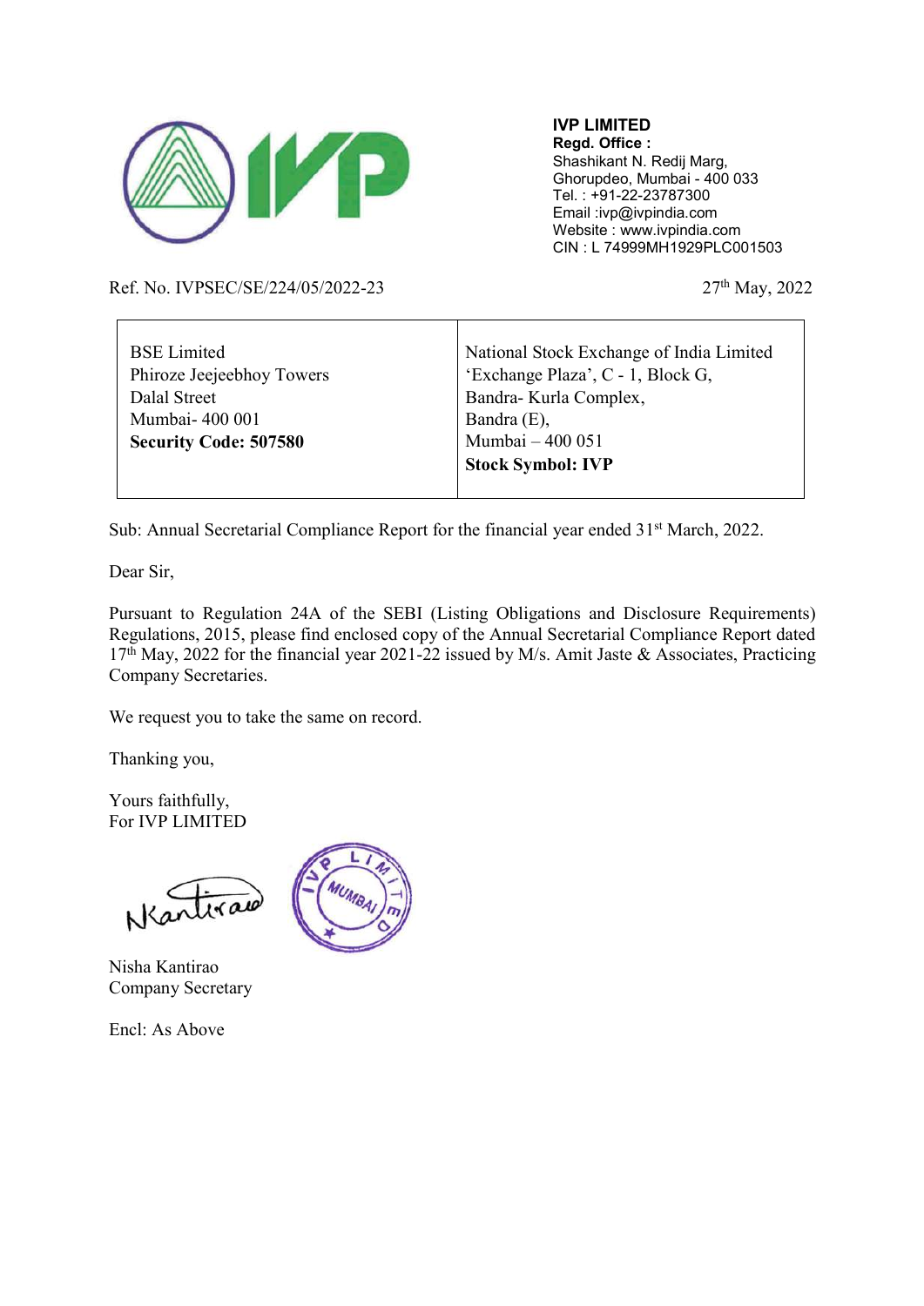**IVP LIMITED**
**Regd. Office :**
Shashikant N. Redij Marg,
Ghorupdeo, Mumbai - 400 033
Tel. : +91-22-23787300
Email :ivp@ivpindia.com
Website : www.ivpindia.com
CIN : L 74999MH1929PLC001503

Ref. No. IVPSEC/SE/224/05/2022-23

27th May, 2022

| BSE Limited<br>Phiroze Jeejeebhoy Towers<br>Dalal Street<br>Mumbai- 400 001<br>**Security Code: 507580** | National Stock Exchange of India Limited<br>'Exchange Plaza', C - 1, Block G,<br>Bandra- Kurla Complex,<br>Bandra (E),<br>Mumbai – 400 051<br>**Stock Symbol: IVP** |
|---|---|

Sub: Annual Secretarial Compliance Report for the financial year ended 31st March, 2022.

Dear Sir,

Pursuant to Regulation 24A of the SEBI (Listing Obligations and Disclosure Requirements) Regulations, 2015, please find enclosed copy of the Annual Secretarial Compliance Report dated 17th May, 2022 for the financial year 2021-22 issued by M/s. Amit Jaste & Associates, Practicing Company Secretaries.

We request you to take the same on record.

Thanking you,

Yours faithfully,
For IVP LIMITED

Nisha Kantirao
Company Secretary

Encl: As Above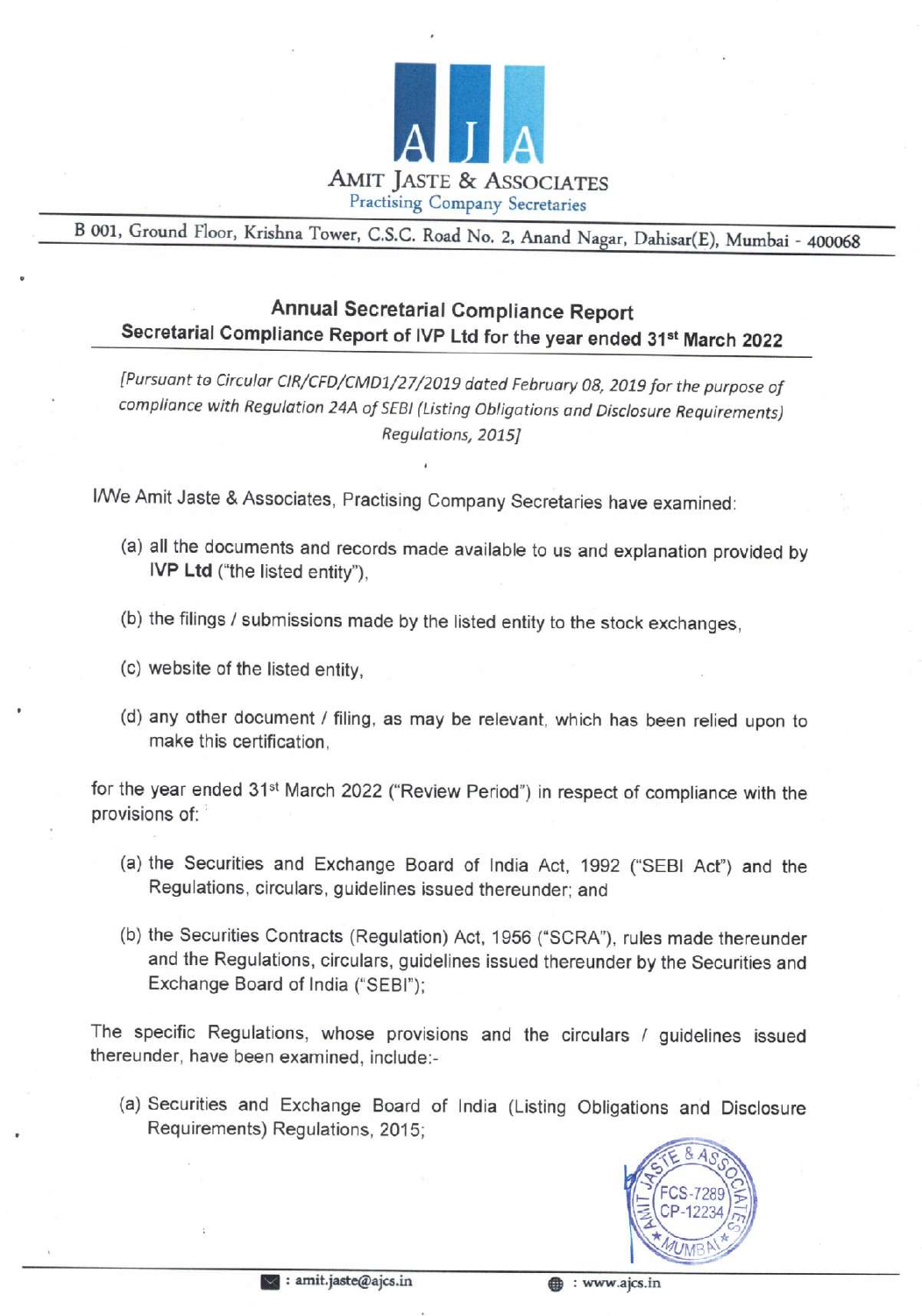AMIT JASTE & ASSOCIATES
Practising Company Secretaries

B 001, Ground Floor, Krishna Tower, C.S.C. Road No. 2, Anand Nagar, Dahisar(E), Mumbai - 400068

## Annual Secretarial Compliance Report

## Secretarial Compliance Report of IVP Ltd for the year ended 31st March 2022

*[Pursuant to Circular CIR/CFD/CMD1/27/2019 dated February 08, 2019 for the purpose of compliance with Regulation 24A of SEBI (Listing Obligations and Disclosure Requirements) Regulations, 2015]*

I/We Amit Jaste & Associates, Practising Company Secretaries have examined:

(a) all the documents and records made available to us and explanation provided by **IVP Ltd** ("the listed entity"),

(b) the filings / submissions made by the listed entity to the stock exchanges,

(c) website of the listed entity,

(d) any other document / filing, as may be relevant, which has been relied upon to make this certification,

for the year ended 31st March 2022 ("Review Period") in respect of compliance with the provisions of:

(a) the Securities and Exchange Board of India Act, 1992 ("SEBI Act") and the Regulations, circulars, guidelines issued thereunder; and

(b) the Securities Contracts (Regulation) Act, 1956 ("SCRA"), rules made thereunder and the Regulations, circulars, guidelines issued thereunder by the Securities and Exchange Board of India ("SEBI");

The specific Regulations, whose provisions and the circulars / guidelines issued thereunder, have been examined, include:-

(a) Securities and Exchange Board of India (Listing Obligations and Disclosure Requirements) Regulations, 2015;

amit.jaste@ajcs.in    www.ajcs.in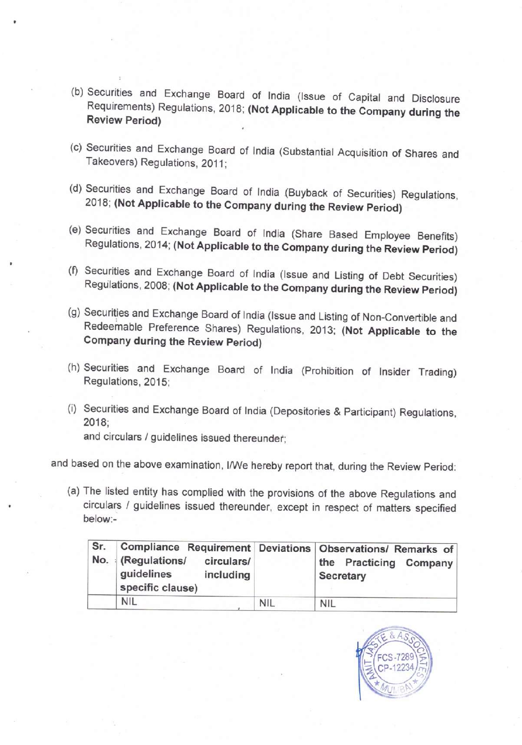(b) Securities and Exchange Board of India (Issue of Capital and Disclosure Requirements) Regulations, 2018; **(Not Applicable to the Company during the Review Period)**

(c) Securities and Exchange Board of India (Substantial Acquisition of Shares and Takeovers) Regulations, 2011;

(d) Securities and Exchange Board of India (Buyback of Securities) Regulations, 2018; **(Not Applicable to the Company during the Review Period)**

(e) Securities and Exchange Board of India (Share Based Employee Benefits) Regulations, 2014; **(Not Applicable to the Company during the Review Period)**

(f) Securities and Exchange Board of India (Issue and Listing of Debt Securities) Regulations, 2008; **(Not Applicable to the Company during the Review Period)**

(g) Securities and Exchange Board of India (Issue and Listing of Non-Convertible and Redeemable Preference Shares) Regulations, 2013; **(Not Applicable to the Company during the Review Period)**

(h) Securities and Exchange Board of India (Prohibition of Insider Trading) Regulations, 2015;

(i) Securities and Exchange Board of India (Depositories & Participant) Regulations, 2018;

and circulars / guidelines issued thereunder;

and based on the above examination, I/We hereby report that, during the Review Period:

(a) The listed entity has complied with the provisions of the above Regulations and circulars / guidelines issued thereunder, except in respect of matters specified below:-

| Sr. No. | Compliance Requirement (Regulations/ circulars/ guidelines including specific clause) | Deviations | Observations/ Remarks of the Practicing Company Secretary |
|---|---|---|---|
| | NIL | NIL | NIL |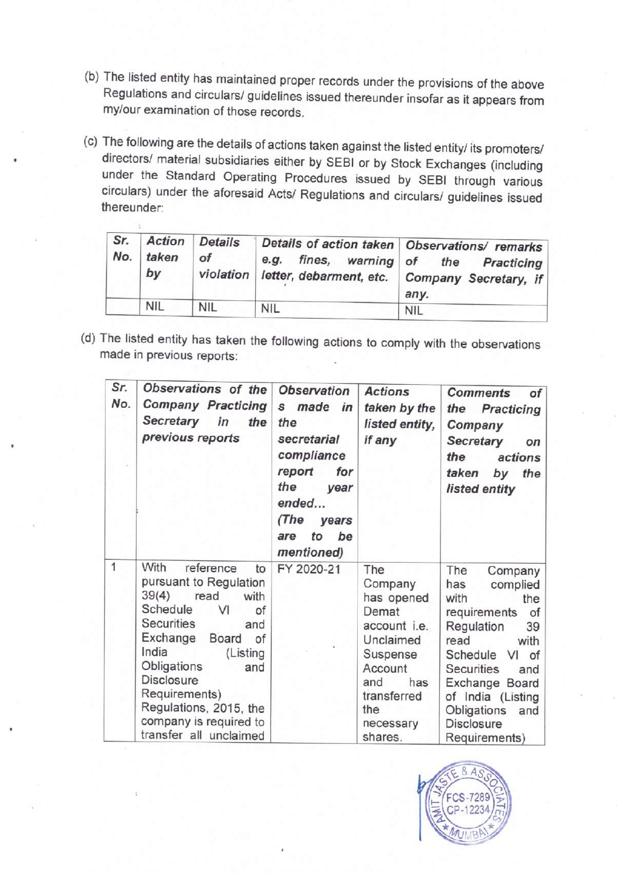(b) The listed entity has maintained proper records under the provisions of the above Regulations and circulars/ guidelines issued thereunder insofar as it appears from my/our examination of those records.

(c) The following are the details of actions taken against the listed entity/ its promoters/ directors/ material subsidiaries either by SEBI or by Stock Exchanges (including under the Standard Operating Procedures issued by SEBI through various circulars) under the aforesaid Acts/ Regulations and circulars/ guidelines issued thereunder:

| ***Sr. No.*** | ***Action taken by*** | ***Details of violation*** | ***Details of action taken e.g. fines, warning letter, debarment, etc.*** | ***Observations/ remarks of the Practicing Company Secretary, if any.*** |
|---|---|---|---|---|
| | NIL | NIL | NIL | NIL |

(d) The listed entity has taken the following actions to comply with the observations made in previous reports:

| ***Sr. No.*** | ***Observations of the Company Practicing Secretary in the previous reports*** | ***Observations made in the secretarial compliance report for the year ended... (The years are to be mentioned)*** | ***Actions taken by the listed entity, if any*** | ***Comments of the Practicing Company Secretary on the actions taken by the listed entity*** |
|---|---|---|---|---|
| 1 | With reference to pursuant to Regulation 39(4) read with Schedule VI of Securities and Exchange Board of India (Listing Obligations and Disclosure Requirements) Regulations, 2015, the company is required to transfer all unclaimed | FY 2020-21 | The Company has opened Demat account i.e. Unclaimed Suspense Account and has transferred the necessary shares. | The Company has complied with the requirements of Regulation 39 read with Schedule VI of Securities and Exchange Board of India (Listing Obligations and Disclosure Requirements) |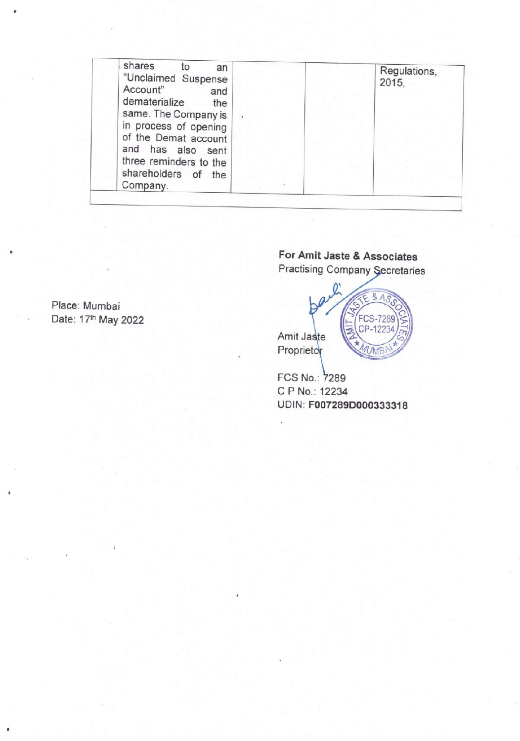| | | | | |
|---|---|---|---|---|
| | shares to an "Unclaimed Suspense Account" and dematerialize the same. The Company is in process of opening of the Demat account and has also sent three reminders to the shareholders of the Company. | | | Regulations, 2015, |

Place: Mumbai
Date: 17th May 2022

**For Amit Jaste & Associates**
Practising Company Secretaries

Amit Jaste
Proprietor

FCS No.: 7289
C P No.: 12234
UDIN: **F007289D000333318**